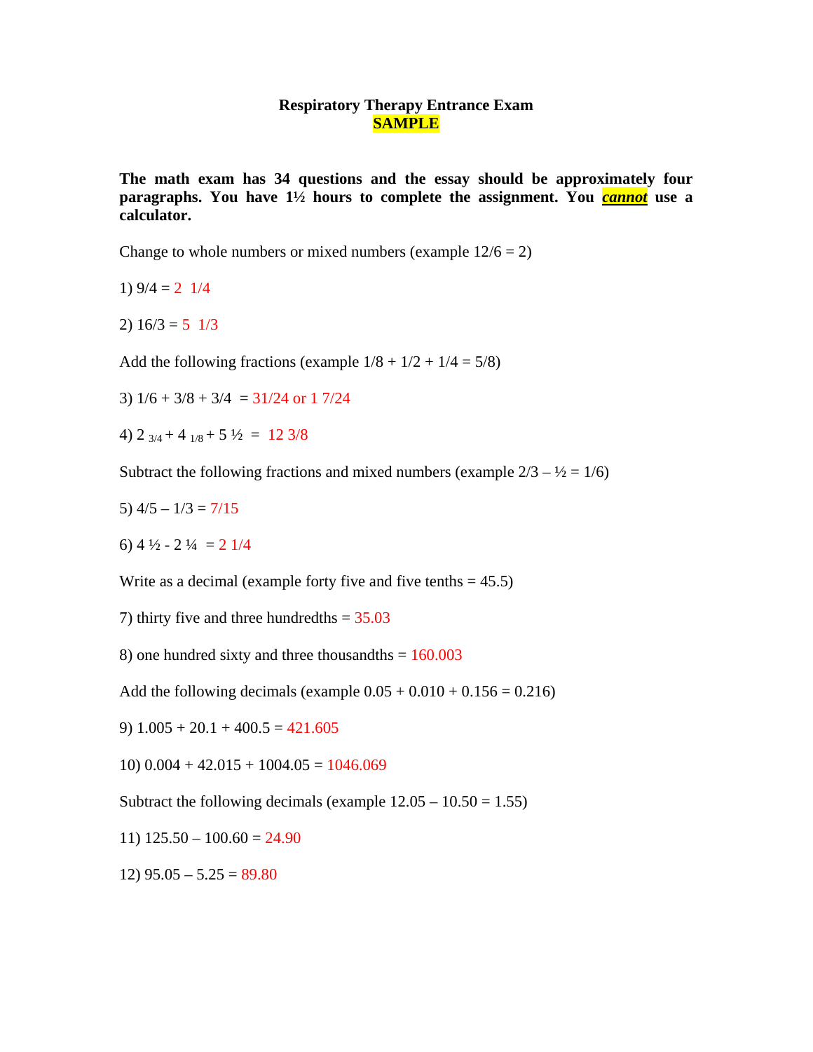**Respiratory Therapy Entrance Exam**
**SAMPLE**

**The math exam has 34 questions and the essay should be approximately four paragraphs. You have 1½ hours to complete the assignment. You *cannot* use a calculator.**

Change to whole numbers or mixed numbers (example 12/6 = 2)

1) 9/4 = 2 1/4

2) 16/3 = 5 1/3

Add the following fractions (example 1/8 + 1/2 + 1/4 = 5/8)

3) 1/6 + 3/8 + 3/4 = 31/24 or 1 7/24

4) 2 3/4 + 4 1/8 + 5 ½ = 12 3/8

Subtract the following fractions and mixed numbers (example 2/3 – ½ = 1/6)

5) 4/5 – 1/3 = 7/15

6) 4 ½ - 2 ¼ = 2 1/4

Write as a decimal (example forty five and five tenths = 45.5)

7) thirty five and three hundredths = 35.03

8) one hundred sixty and three thousandths = 160.003

Add the following decimals (example 0.05 + 0.010 + 0.156 = 0.216)

9) 1.005 + 20.1 + 400.5 = 421.605

10) 0.004 + 42.015 + 1004.05 = 1046.069

Subtract the following decimals (example 12.05 – 10.50 = 1.55)

11) 125.50 – 100.60 = 24.90

12) 95.05 – 5.25 = 89.80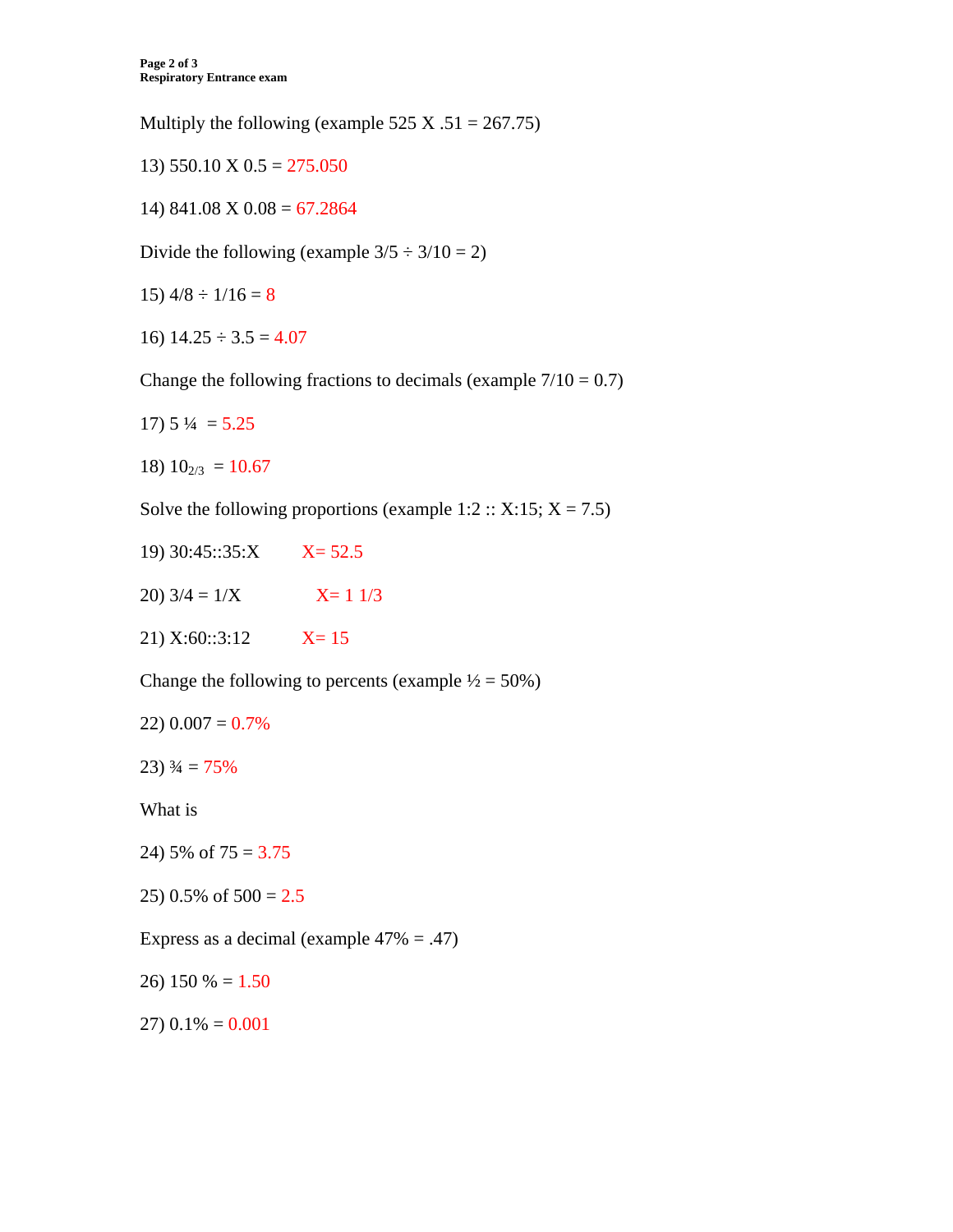Multiply the following (example 525 X .51 = 267.75)

13) 550.10 X 0.5 = 275.050

14) 841.08 X 0.08 = 67.2864

Divide the following (example 3/5 ÷ 3/10 = 2)

15) 4/8 ÷ 1/16 = 8

16) 14.25 ÷ 3.5 = 4.07

Change the following fractions to decimals (example 7/10 = 0.7)

17) 5 ¼ = 5.25

18) $10_{2/3}$ = 10.67

Solve the following proportions (example 1:2 :: X:15; X = 7.5)

19) 30:45::35:X X= 52.5

20) 3/4 = 1/X X= 1 1/3

21) X:60::3:12 X= 15

Change the following to percents (example ½ = 50%)

22) 0.007 = 0.7%

23) ¾ = 75%

What is

24) 5% of 75 = 3.75

25) 0.5% of 500 = 2.5

Express as a decimal (example 47% = .47)

26) 150 % = 1.50

27) 0.1% = 0.001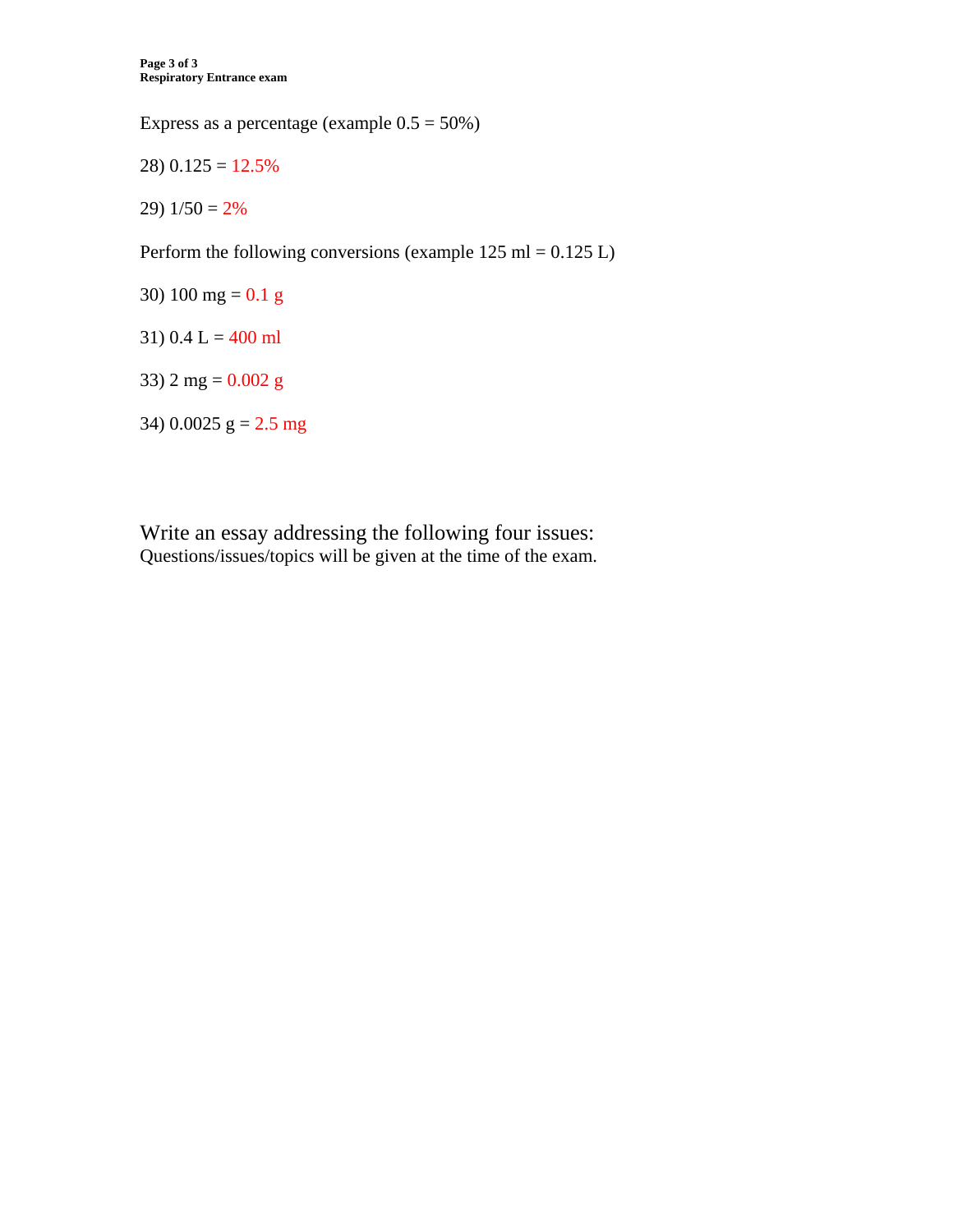Express as a percentage (example 0.5 = 50%)

28) 0.125 = 12.5%

29) 1/50 = 2%

Perform the following conversions (example 125 ml = 0.125 L)

30) 100 mg = 0.1 g

31) 0.4 L = 400 ml

33) 2 mg = 0.002 g

34) 0.0025 g = 2.5 mg

## Write an essay addressing the following four issues:

Questions/issues/topics will be given at the time of the exam.